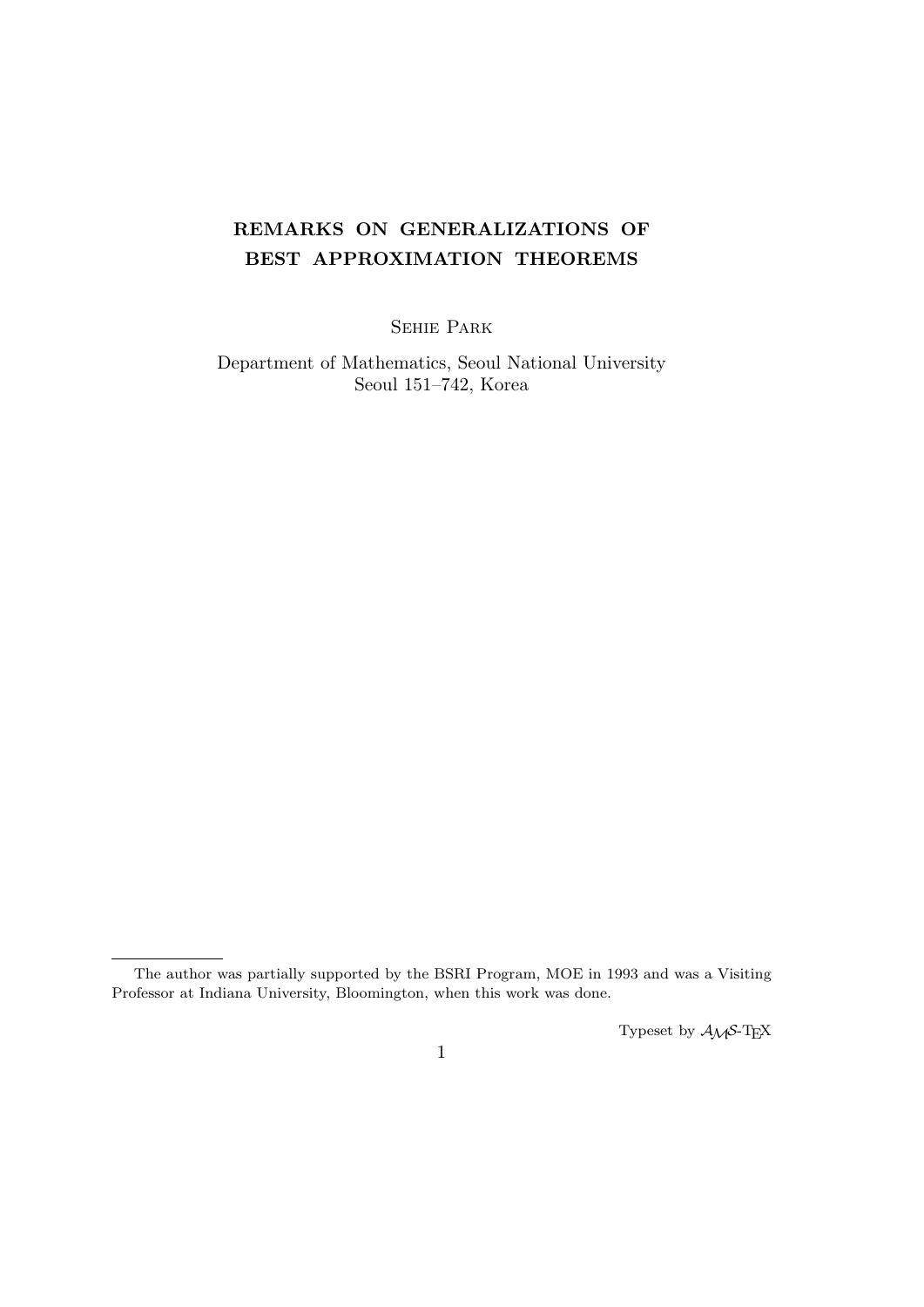# REMARKS ON GENERALIZATIONS OF BEST APPROXIMATION THEOREMS

Sehie Park

Department of Mathematics, Seoul National University
Seoul 151–742, Korea

---

The author was partially supported by the BSRI Program, MOE in 1993 and was a Visiting Professor at Indiana University, Bloomington, when this work was done.

Typeset by $\mathcal{A}\mathcal{M}\mathcal{S}$-TEX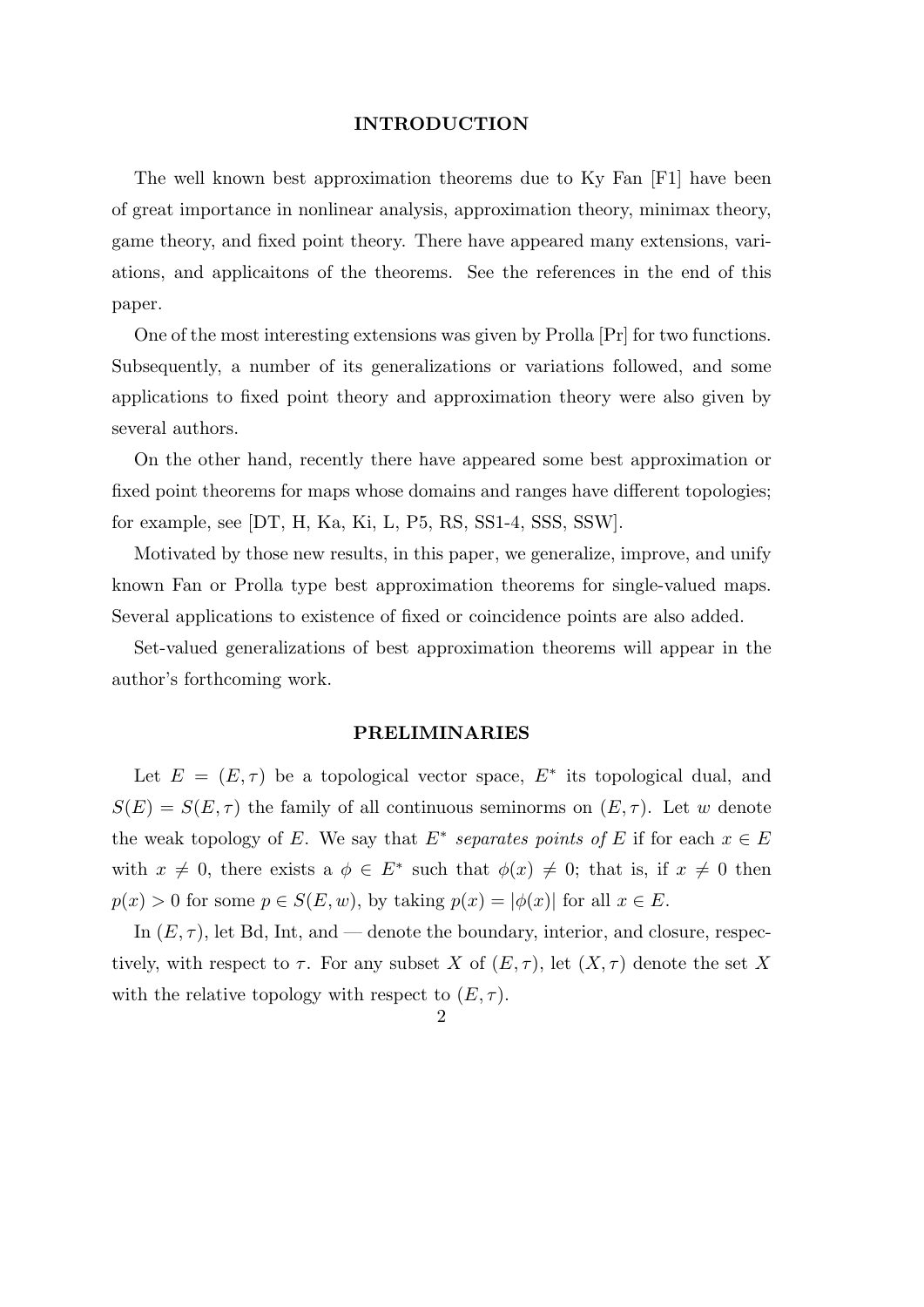## INTRODUCTION

The well known best approximation theorems due to Ky Fan [F1] have been of great importance in nonlinear analysis, approximation theory, minimax theory, game theory, and fixed point theory. There have appeared many extensions, variations, and applicaitons of the theorems. See the references in the end of this paper.

One of the most interesting extensions was given by Prolla [Pr] for two functions. Subsequently, a number of its generalizations or variations followed, and some applications to fixed point theory and approximation theory were also given by several authors.

On the other hand, recently there have appeared some best approximation or fixed point theorems for maps whose domains and ranges have different topologies; for example, see [DT, H, Ka, Ki, L, P5, RS, SS1-4, SSS, SSW].

Motivated by those new results, in this paper, we generalize, improve, and unify known Fan or Prolla type best approximation theorems for single-valued maps. Several applications to existence of fixed or coincidence points are also added.

Set-valued generalizations of best approximation theorems will appear in the author's forthcoming work.

## PRELIMINARIES

Let $E = (E, \tau)$ be a topological vector space, $E^*$ its topological dual, and $S(E) = S(E, \tau)$ the family of all continuous seminorms on $(E, \tau)$. Let $w$ denote the weak topology of $E$. We say that $E^*$ *separates points of* $E$ if for each $x \in E$ with $x \neq 0$, there exists a $\phi \in E^*$ such that $\phi(x) \neq 0$; that is, if $x \neq 0$ then $p(x) > 0$ for some $p \in S(E, w)$, by taking $p(x) = |\phi(x)|$ for all $x \in E$.

In $(E, \tau)$, let Bd, Int, and — denote the boundary, interior, and closure, respectively, with respect to $\tau$. For any subset $X$ of $(E, \tau)$, let $(X, \tau)$ denote the set $X$ with the relative topology with respect to $(E, \tau)$.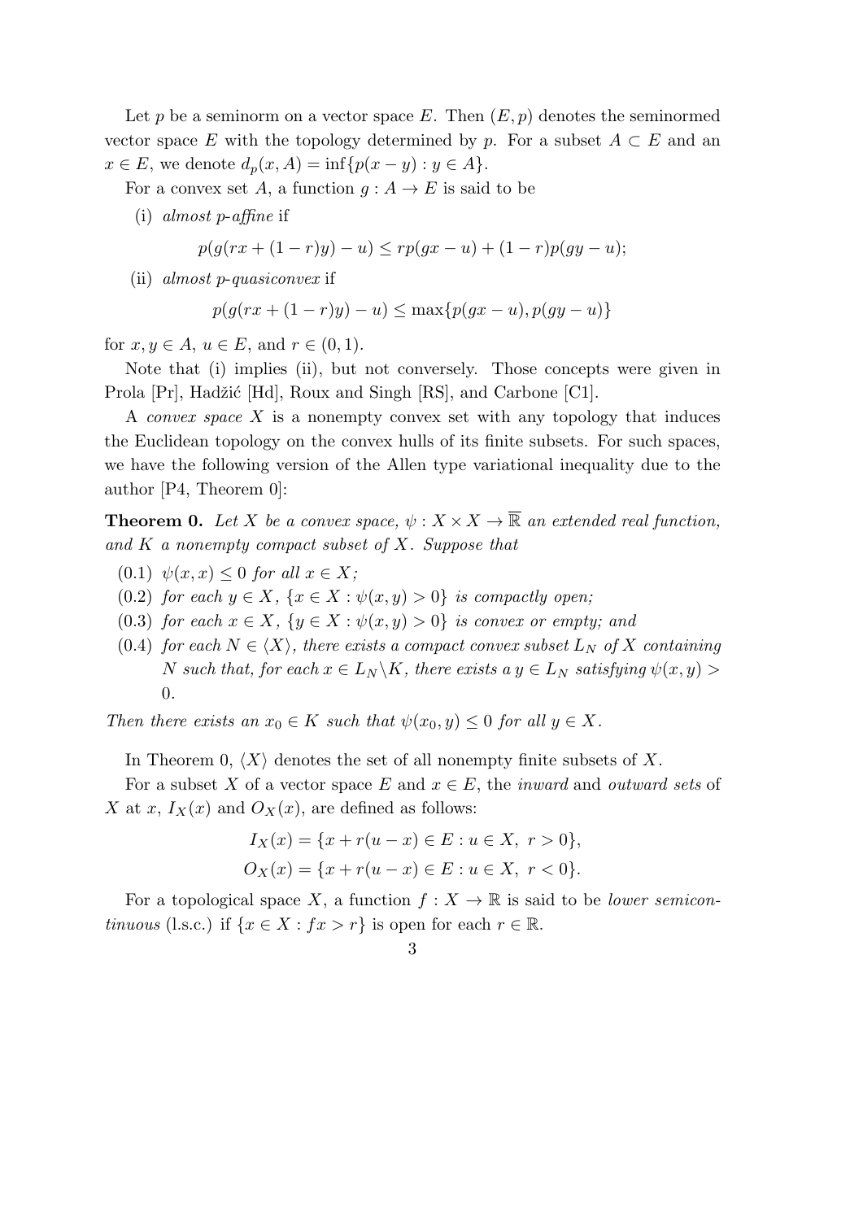Let $p$ be a seminorm on a vector space $E$. Then $(E, p)$ denotes the seminormed vector space $E$ with the topology determined by $p$. For a subset $A \subset E$ and an $x \in E$, we denote $d_p(x, A) = \inf\{p(x - y) : y \in A\}$.

For a convex set $A$, a function $g : A \to E$ is said to be

(i) *almost $p$-affine* if

$$p(g(rx + (1-r)y) - u) \leq rp(gx - u) + (1-r)p(gy - u);$$

(ii) *almost $p$-quasiconvex* if

$$p(g(rx + (1-r)y) - u) \leq \max\{p(gx - u), p(gy - u)\}$$

for $x, y \in A$, $u \in E$, and $r \in (0, 1)$.

Note that (i) implies (ii), but not conversely. Those concepts were given in Prola [Pr], Hadžić [Hd], Roux and Singh [RS], and Carbone [C1].

A *convex space* $X$ is a nonempty convex set with any topology that induces the Euclidean topology on the convex hulls of its finite subsets. For such spaces, we have the following version of the Allen type variational inequality due to the author [P4, Theorem 0]:

**Theorem 0.** *Let $X$ be a convex space, $\psi : X \times X \to \overline{\mathbb{R}}$ an extended real function, and $K$ a nonempty compact subset of $X$. Suppose that*

*(0.1) $\psi(x, x) \leq 0$ for all $x \in X$;*

*(0.2) for each $y \in X$, $\{x \in X : \psi(x, y) > 0\}$ is compactly open;*

*(0.3) for each $x \in X$, $\{y \in X : \psi(x, y) > 0\}$ is convex or empty; and*

*(0.4) for each $N \in \langle X \rangle$, there exists a compact convex subset $L_N$ of $X$ containing $N$ such that, for each $x \in L_N \backslash K$, there exists a $y \in L_N$ satisfying $\psi(x, y) > 0$.*

*Then there exists an $x_0 \in K$ such that $\psi(x_0, y) \leq 0$ for all $y \in X$.*

In Theorem 0, $\langle X \rangle$ denotes the set of all nonempty finite subsets of $X$.

For a subset $X$ of a vector space $E$ and $x \in E$, the *inward* and *outward sets* of $X$ at $x$, $I_X(x)$ and $O_X(x)$, are defined as follows:

$$I_X(x) = \{x + r(u - x) \in E : u \in X,\ r > 0\},$$
$$O_X(x) = \{x + r(u - x) \in E : u \in X,\ r < 0\}.$$

For a topological space $X$, a function $f : X \to \mathbb{R}$ is said to be *lower semicontinuous* (l.s.c.) if $\{x \in X : fx > r\}$ is open for each $r \in \mathbb{R}$.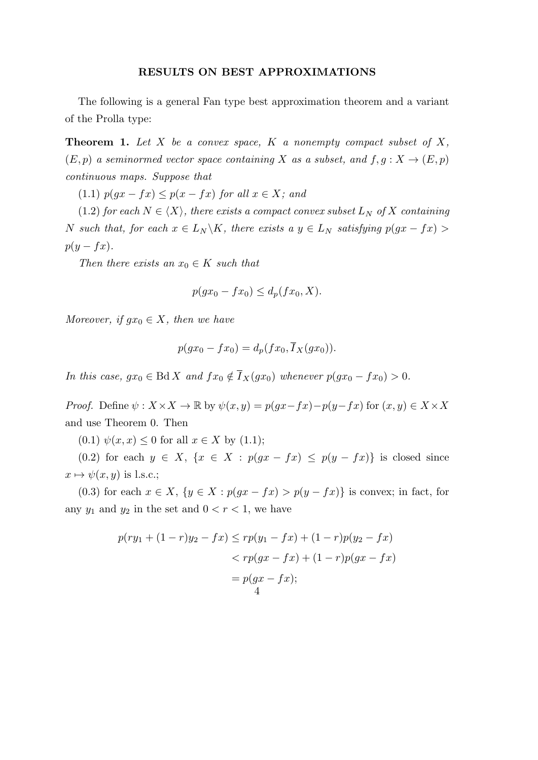## RESULTS ON BEST APPROXIMATIONS

The following is a general Fan type best approximation theorem and a variant of the Prolla type:

**Theorem 1.** *Let $X$ be a convex space, $K$ a nonempty compact subset of $X$, $(E, p)$ a seminormed vector space containing $X$ as a subset, and $f, g : X \to (E, p)$ continuous maps. Suppose that*

*(1.1) $p(gx - fx) \leq p(x - fx)$ for all $x \in X$; and*

*(1.2) for each $N \in \langle X \rangle$, there exists a compact convex subset $L_N$ of $X$ containing $N$ such that, for each $x \in L_N \backslash K$, there exists a $y \in L_N$ satisfying $p(gx - fx) > p(y - fx)$.*

*Then there exists an $x_0 \in K$ such that*

$$p(gx_0 - fx_0) \leq d_p(fx_0, X).$$

*Moreover, if $gx_0 \in X$, then we have*

$$p(gx_0 - fx_0) = d_p(fx_0, \overline{I}_X(gx_0)).$$

*In this case, $gx_0 \in \operatorname{Bd} X$ and $fx_0 \notin \overline{I}_X(gx_0)$ whenever $p(gx_0 - fx_0) > 0$.*

*Proof.* Define $\psi : X \times X \to \mathbb{R}$ by $\psi(x, y) = p(gx - fx) - p(y - fx)$ for $(x, y) \in X \times X$ and use Theorem 0. Then

(0.1) $\psi(x, x) \leq 0$ for all $x \in X$ by (1.1);

(0.2) for each $y \in X$, $\{x \in X : p(gx - fx) \leq p(y - fx)\}$ is closed since $x \mapsto \psi(x, y)$ is l.s.c.;

(0.3) for each $x \in X$, $\{y \in X : p(gx - fx) > p(y - fx)\}$ is convex; in fact, for any $y_1$ and $y_2$ in the set and $0 < r < 1$, we have

$$\begin{aligned}
p(ry_1 + (1 - r)y_2 - fx) &\leq rp(y_1 - fx) + (1 - r)p(y_2 - fx) \\
&< rp(gx - fx) + (1 - r)p(gx - fx) \\
&= p(gx - fx);
\end{aligned}$$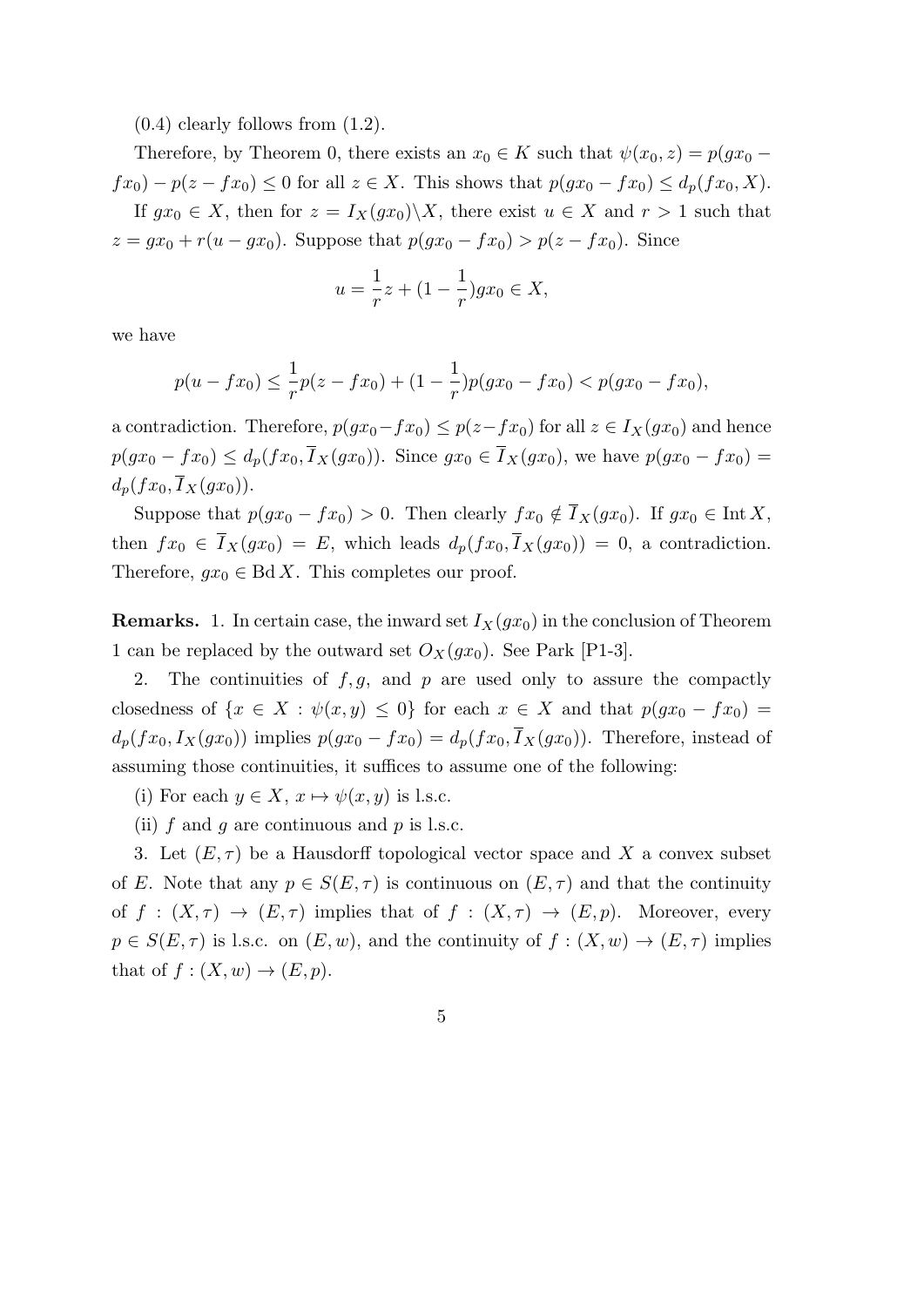(0.4) clearly follows from (1.2).

Therefore, by Theorem 0, there exists an $x_0 \in K$ such that $\psi(x_0, z) = p(gx_0 - fx_0) - p(z - fx_0) \leq 0$ for all $z \in X$. This shows that $p(gx_0 - fx_0) \leq d_p(fx_0, X)$.

If $gx_0 \in X$, then for $z = I_X(gx_0) \backslash X$, there exist $u \in X$ and $r > 1$ such that $z = gx_0 + r(u - gx_0)$. Suppose that $p(gx_0 - fx_0) > p(z - fx_0)$. Since

$$u = \frac{1}{r}z + (1 - \frac{1}{r})gx_0 \in X,$$

we have

$$p(u - fx_0) \leq \frac{1}{r}p(z - fx_0) + (1 - \frac{1}{r})p(gx_0 - fx_0) < p(gx_0 - fx_0),$$

a contradiction. Therefore, $p(gx_0 - fx_0) \leq p(z - fx_0)$ for all $z \in I_X(gx_0)$ and hence $p(gx_0 - fx_0) \leq d_p(fx_0, \overline{I}_X(gx_0))$. Since $gx_0 \in \overline{I}_X(gx_0)$, we have $p(gx_0 - fx_0) = d_p(fx_0, \overline{I}_X(gx_0))$.

Suppose that $p(gx_0 - fx_0) > 0$. Then clearly $fx_0 \notin \overline{I}_X(gx_0)$. If $gx_0 \in \operatorname{Int} X$, then $fx_0 \in \overline{I}_X(gx_0) = E$, which leads $d_p(fx_0, \overline{I}_X(gx_0)) = 0$, a contradiction. Therefore, $gx_0 \in \operatorname{Bd} X$. This completes our proof.

**Remarks.** 1. In certain case, the inward set $I_X(gx_0)$ in the conclusion of Theorem 1 can be replaced by the outward set $O_X(gx_0)$. See Park [P1-3].

2. The continuities of $f, g$, and $p$ are used only to assure the compactly closedness of $\{x \in X : \psi(x, y) \leq 0\}$ for each $x \in X$ and that $p(gx_0 - fx_0) = d_p(fx_0, I_X(gx_0))$ implies $p(gx_0 - fx_0) = d_p(fx_0, \overline{I}_X(gx_0))$. Therefore, instead of assuming those continuities, it suffices to assume one of the following:

(i) For each $y \in X$, $x \mapsto \psi(x, y)$ is l.s.c.

(ii) $f$ and $g$ are continuous and $p$ is l.s.c.

3. Let $(E, \tau)$ be a Hausdorff topological vector space and $X$ a convex subset of $E$. Note that any $p \in S(E, \tau)$ is continuous on $(E, \tau)$ and that the continuity of $f : (X, \tau) \to (E, \tau)$ implies that of $f : (X, \tau) \to (E, p)$. Moreover, every $p \in S(E, \tau)$ is l.s.c. on $(E, w)$, and the continuity of $f : (X, w) \to (E, \tau)$ implies that of $f : (X, w) \to (E, p)$.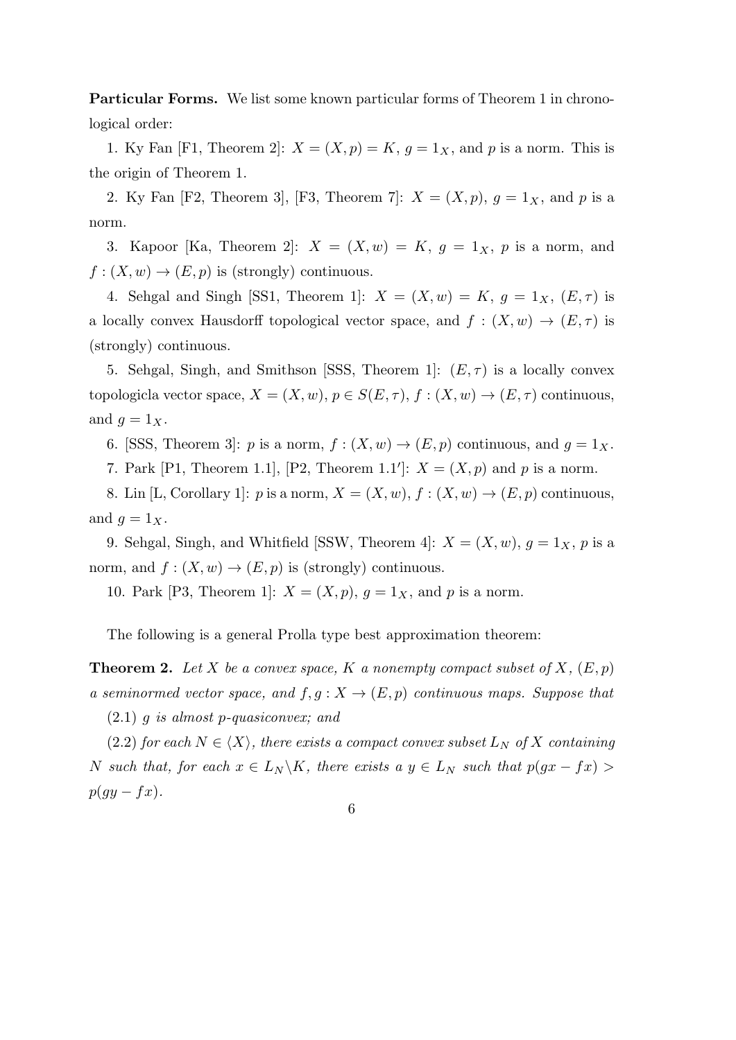**Particular Forms.** We list some known particular forms of Theorem 1 in chronological order:

1. Ky Fan [F1, Theorem 2]: $X = (X, p) = K$, $g = 1_X$, and $p$ is a norm. This is the origin of Theorem 1.

2. Ky Fan [F2, Theorem 3], [F3, Theorem 7]: $X = (X, p)$, $g = 1_X$, and $p$ is a norm.

3. Kapoor [Ka, Theorem 2]: $X = (X, w) = K$, $g = 1_X$, $p$ is a norm, and $f : (X, w) \to (E, p)$ is (strongly) continuous.

4. Sehgal and Singh [SS1, Theorem 1]: $X = (X, w) = K$, $g = 1_X$, $(E, \tau)$ is a locally convex Hausdorff topological vector space, and $f : (X, w) \to (E, \tau)$ is (strongly) continuous.

5. Sehgal, Singh, and Smithson [SSS, Theorem 1]: $(E, \tau)$ is a locally convex topologicla vector space, $X = (X, w)$, $p \in S(E, \tau)$, $f : (X, w) \to (E, \tau)$ continuous, and $g = 1_X$.

6. [SSS, Theorem 3]: $p$ is a norm, $f : (X, w) \to (E, p)$ continuous, and $g = 1_X$.

7. Park [P1, Theorem 1.1], [P2, Theorem 1.1$'$]: $X = (X, p)$ and $p$ is a norm.

8. Lin [L, Corollary 1]: $p$ is a norm, $X = (X, w)$, $f : (X, w) \to (E, p)$ continuous, and $g = 1_X$.

9. Sehgal, Singh, and Whitfield [SSW, Theorem 4]: $X = (X, w)$, $g = 1_X$, $p$ is a norm, and $f : (X, w) \to (E, p)$ is (strongly) continuous.

10. Park [P3, Theorem 1]: $X = (X, p)$, $g = 1_X$, and $p$ is a norm.

The following is a general Prolla type best approximation theorem:

**Theorem 2.** *Let $X$ be a convex space, $K$ a nonempty compact subset of $X$, $(E, p)$ a seminormed vector space, and $f, g : X \to (E, p)$ continuous maps. Suppose that*

(2.1) *$g$ is almost $p$-quasiconvex; and*

(2.2) *for each $N \in \langle X \rangle$, there exists a compact convex subset $L_N$ of $X$ containing $N$ such that, for each $x \in L_N \backslash K$, there exists a $y \in L_N$ such that $p(gx - fx) > p(gy - fx)$.*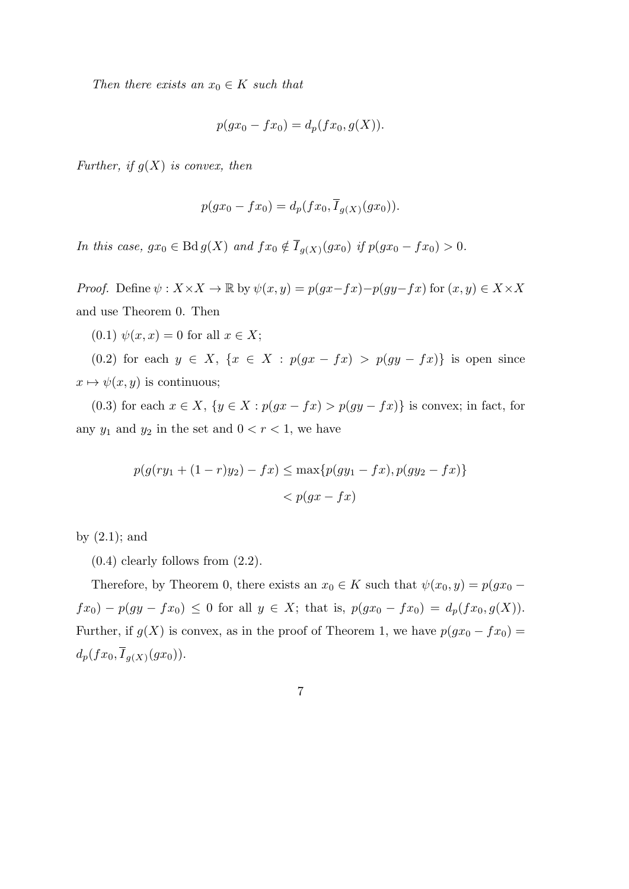*Then there exists an* $x_0 \in K$ *such that*

$$p(gx_0 - fx_0) = d_p(fx_0, g(X)).$$

*Further, if* $g(X)$ *is convex, then*

$$p(gx_0 - fx_0) = d_p(fx_0, \overline{I}_{g(X)}(gx_0)).$$

*In this case,* $gx_0 \in \operatorname{Bd} g(X)$ *and* $fx_0 \notin \overline{I}_{g(X)}(gx_0)$ *if* $p(gx_0 - fx_0) > 0$.

*Proof.* Define $\psi : X \times X \to \mathbb{R}$ by $\psi(x, y) = p(gx - fx) - p(gy - fx)$ for $(x, y) \in X \times X$ and use Theorem 0. Then

(0.1) $\psi(x, x) = 0$ for all $x \in X$;

(0.2) for each $y \in X$, $\{x \in X : p(gx - fx) > p(gy - fx)\}$ is open since $x \mapsto \psi(x, y)$ is continuous;

(0.3) for each $x \in X$, $\{y \in X : p(gx - fx) > p(gy - fx)\}$ is convex; in fact, for any $y_1$ and $y_2$ in the set and $0 < r < 1$, we have

$$\begin{aligned} p(g(ry_1 + (1 - r)y_2) - fx) &\le \max\{p(gy_1 - fx), p(gy_2 - fx)\} \\ &< p(gx - fx) \end{aligned}$$

by (2.1); and

(0.4) clearly follows from (2.2).

Therefore, by Theorem 0, there exists an $x_0 \in K$ such that $\psi(x_0, y) = p(gx_0 - fx_0) - p(gy - fx_0) \le 0$ for all $y \in X$; that is, $p(gx_0 - fx_0) = d_p(fx_0, g(X))$. Further, if $g(X)$ is convex, as in the proof of Theorem 1, we have $p(gx_0 - fx_0) = d_p(fx_0, \overline{I}_{g(X)}(gx_0))$.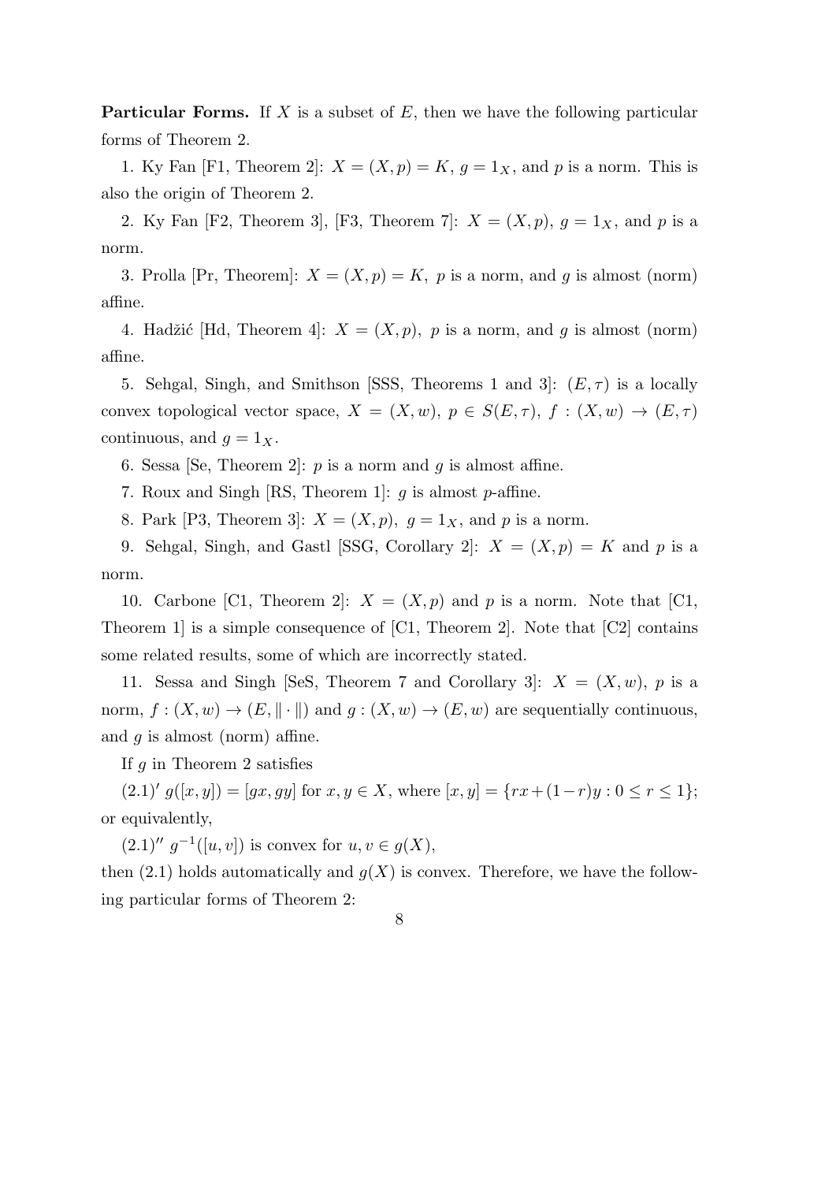**Particular Forms.** If $X$ is a subset of $E$, then we have the following particular forms of Theorem 2.

1. Ky Fan [F1, Theorem 2]: $X = (X, p) = K$, $g = 1_X$, and $p$ is a norm. This is also the origin of Theorem 2.

2. Ky Fan [F2, Theorem 3], [F3, Theorem 7]: $X = (X, p)$, $g = 1_X$, and $p$ is a norm.

3. Prolla [Pr, Theorem]: $X = (X, p) = K$, $p$ is a norm, and $g$ is almost (norm) affine.

4. Hadžić [Hd, Theorem 4]: $X = (X, p)$, $p$ is a norm, and $g$ is almost (norm) affine.

5. Sehgal, Singh, and Smithson [SSS, Theorems 1 and 3]: $(E, \tau)$ is a locally convex topological vector space, $X = (X, w)$, $p \in S(E, \tau)$, $f : (X, w) \to (E, \tau)$ continuous, and $g = 1_X$.

6. Sessa [Se, Theorem 2]: $p$ is a norm and $g$ is almost affine.

7. Roux and Singh [RS, Theorem 1]: $g$ is almost $p$-affine.

8. Park [P3, Theorem 3]: $X = (X, p)$, $g = 1_X$, and $p$ is a norm.

9. Sehgal, Singh, and Gastl [SSG, Corollary 2]: $X = (X, p) = K$ and $p$ is a norm.

10. Carbone [C1, Theorem 2]: $X = (X, p)$ and $p$ is a norm. Note that [C1, Theorem 1] is a simple consequence of [C1, Theorem 2]. Note that [C2] contains some related results, some of which are incorrectly stated.

11. Sessa and Singh [SeS, Theorem 7 and Corollary 3]: $X = (X, w)$, $p$ is a norm, $f : (X, w) \to (E, \|\cdot\|)$ and $g : (X, w) \to (E, w)$ are sequentially continuous, and $g$ is almost (norm) affine.

If $g$ in Theorem 2 satisfies

$(2.1)'$ $g([x, y]) = [gx, gy]$ for $x, y \in X$, where $[x, y] = \{rx + (1-r)y : 0 \leq r \leq 1\}$; or equivalently,

$(2.1)''$ $g^{-1}([u, v])$ is convex for $u, v \in g(X)$,

then (2.1) holds automatically and $g(X)$ is convex. Therefore, we have the following particular forms of Theorem 2: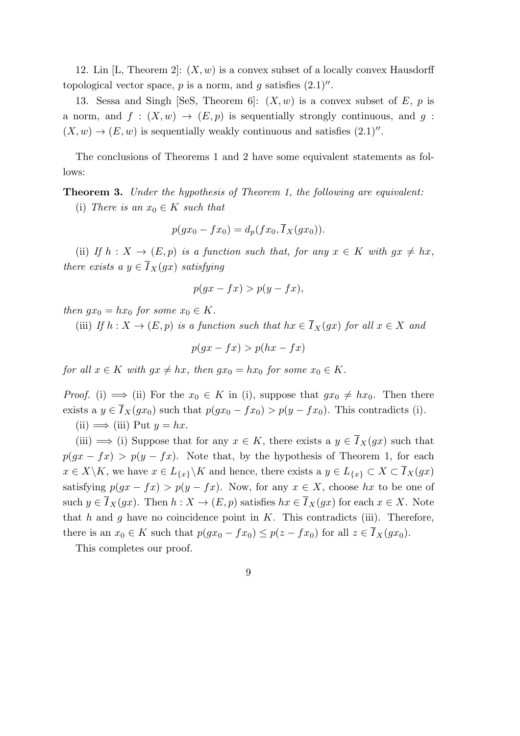12. Lin [L, Theorem 2]: $(X, w)$ is a convex subset of a locally convex Hausdorff topological vector space, $p$ is a norm, and $g$ satisfies $(2.1)''$.

13. Sessa and Singh [SeS, Theorem 6]: $(X, w)$ is a convex subset of $E$, $p$ is a norm, and $f : (X, w) \to (E, p)$ is sequentially strongly continuous, and $g : (X, w) \to (E, w)$ is sequentially weakly continuous and satisfies $(2.1)''$.

The conclusions of Theorems 1 and 2 have some equivalent statements as follows:

**Theorem 3.** *Under the hypothesis of Theorem 1, the following are equivalent:*

(i) *There is an $x_0 \in K$ such that*

$$p(gx_0 - fx_0) = d_p(fx_0, \overline{I}_X(gx_0)).$$

(ii) *If $h : X \to (E, p)$ is a function such that, for any $x \in K$ with $gx \neq hx$, there exists a $y \in \overline{I}_X(gx)$ satisfying*

$$p(gx - fx) > p(y - fx),$$

*then $gx_0 = hx_0$ for some $x_0 \in K$.*

(iii) *If $h : X \to (E, p)$ is a function such that $hx \in \overline{I}_X(gx)$ for all $x \in X$ and*

$$p(gx - fx) > p(hx - fx)$$

*for all $x \in K$ with $gx \neq hx$, then $gx_0 = hx_0$ for some $x_0 \in K$.*

*Proof.* (i) $\Longrightarrow$ (ii) For the $x_0 \in K$ in (i), suppose that $gx_0 \neq hx_0$. Then there exists a $y \in \overline{I}_X(gx_0)$ such that $p(gx_0 - fx_0) > p(y - fx_0)$. This contradicts (i).

(ii) $\Longrightarrow$ (iii) Put $y = hx$.

(iii) $\Longrightarrow$ (i) Suppose that for any $x \in K$, there exists a $y \in \overline{I}_X(gx)$ such that $p(gx - fx) > p(y - fx)$. Note that, by the hypothesis of Theorem 1, for each $x \in X \backslash K$, we have $x \in L_{\{x\}} \backslash K$ and hence, there exists a $y \in L_{\{x\}} \subset X \subset \overline{I}_X(gx)$ satisfying $p(gx - fx) > p(y - fx)$. Now, for any $x \in X$, choose $hx$ to be one of such $y \in \overline{I}_X(gx)$. Then $h : X \to (E, p)$ satisfies $hx \in \overline{I}_X(gx)$ for each $x \in X$. Note that $h$ and $g$ have no coincidence point in $K$. This contradicts (iii). Therefore, there is an $x_0 \in K$ such that $p(gx_0 - fx_0) \leq p(z - fx_0)$ for all $z \in \overline{I}_X(gx_0)$.

This completes our proof.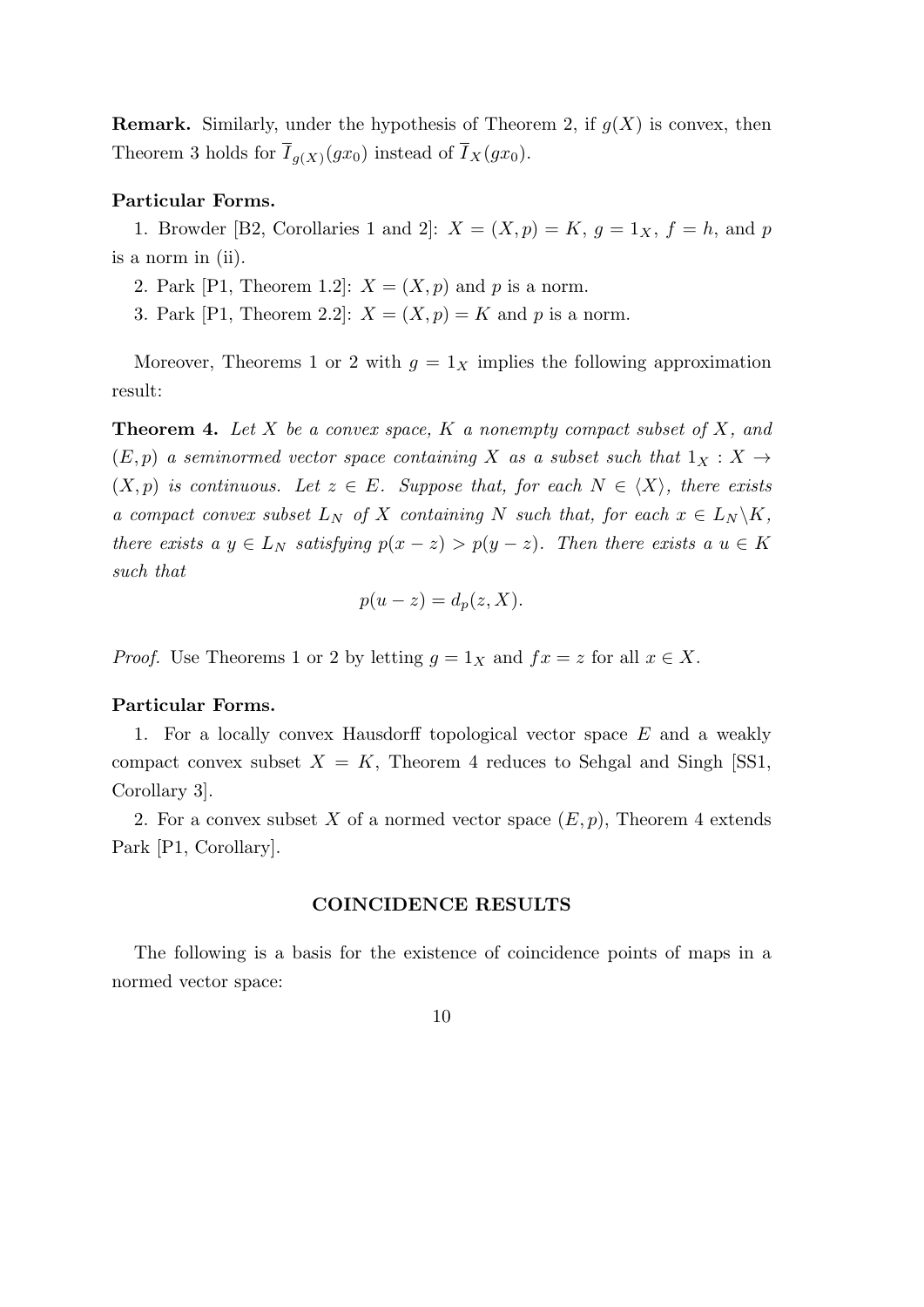**Remark.** Similarly, under the hypothesis of Theorem 2, if $g(X)$ is convex, then Theorem 3 holds for $\overline{I}_{g(X)}(gx_0)$ instead of $\overline{I}_X(gx_0)$.

**Particular Forms.**

1. Browder [B2, Corollaries 1 and 2]: $X = (X, p) = K$, $g = 1_X$, $f = h$, and $p$ is a norm in (ii).

2. Park [P1, Theorem 1.2]: $X = (X, p)$ and $p$ is a norm.

3. Park [P1, Theorem 2.2]: $X = (X, p) = K$ and $p$ is a norm.

Moreover, Theorems 1 or 2 with $g = 1_X$ implies the following approximation result:

**Theorem 4.** *Let $X$ be a convex space, $K$ a nonempty compact subset of $X$, and $(E, p)$ a seminormed vector space containing $X$ as a subset such that $1_X : X \to (X, p)$ is continuous. Let $z \in E$. Suppose that, for each $N \in \langle X \rangle$, there exists a compact convex subset $L_N$ of $X$ containing $N$ such that, for each $x \in L_N \backslash K$, there exists a $y \in L_N$ satisfying $p(x - z) > p(y - z)$. Then there exists a $u \in K$ such that*

$$p(u - z) = d_p(z, X).$$

*Proof.* Use Theorems 1 or 2 by letting $g = 1_X$ and $fx = z$ for all $x \in X$.

**Particular Forms.**

1. For a locally convex Hausdorff topological vector space $E$ and a weakly compact convex subset $X = K$, Theorem 4 reduces to Sehgal and Singh [SS1, Corollary 3].

2. For a convex subset $X$ of a normed vector space $(E, p)$, Theorem 4 extends Park [P1, Corollary].

## COINCIDENCE RESULTS

The following is a basis for the existence of coincidence points of maps in a normed vector space: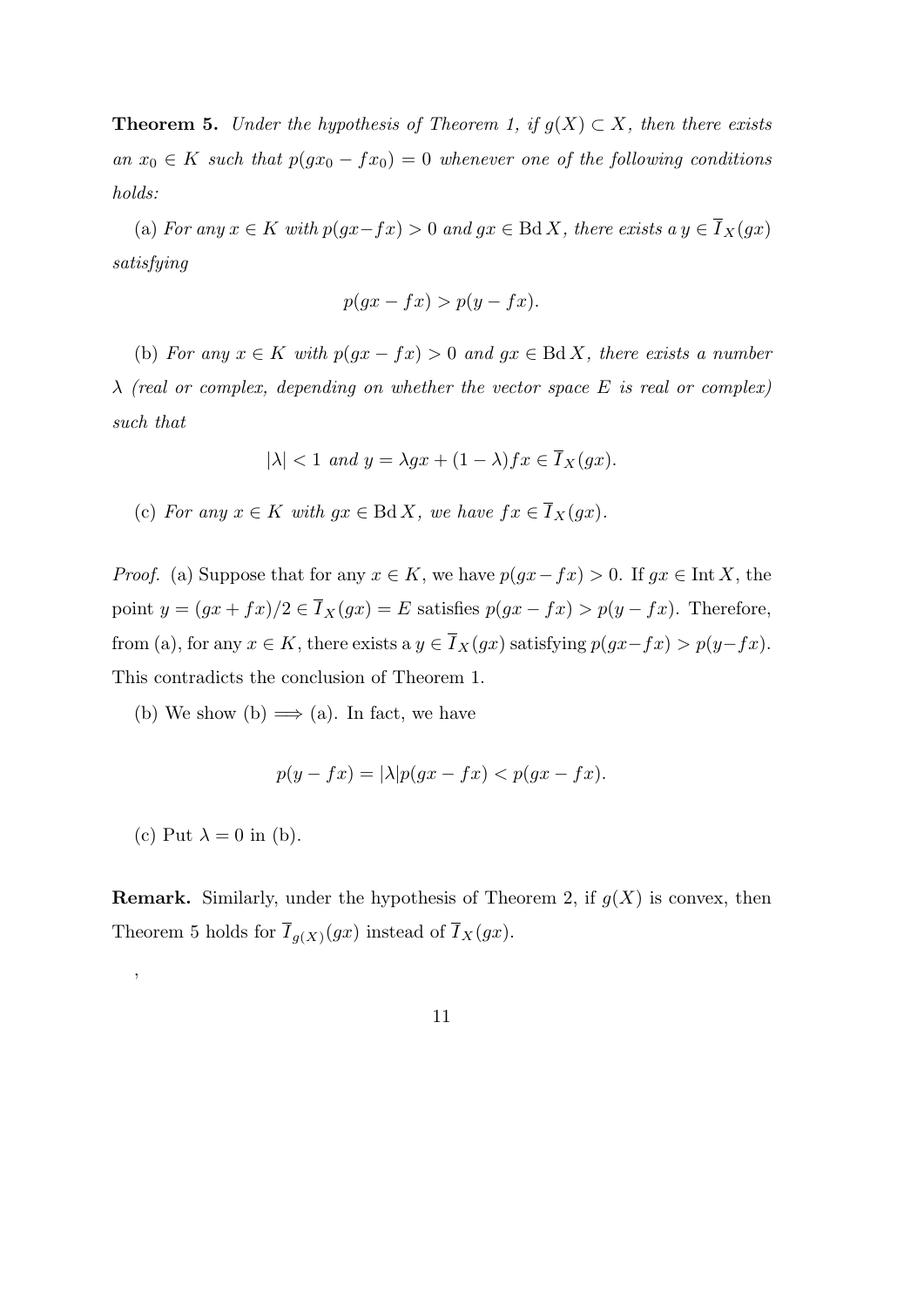**Theorem 5.** *Under the hypothesis of Theorem 1, if $g(X) \subset X$, then there exists an $x_0 \in K$ such that $p(gx_0 - fx_0) = 0$ whenever one of the following conditions holds:*

(a) *For any $x \in K$ with $p(gx - fx) > 0$ and $gx \in \operatorname{Bd} X$, there exists a $y \in \overline{I}_X(gx)$ satisfying*

$$p(gx - fx) > p(y - fx).$$

(b) *For any $x \in K$ with $p(gx - fx) > 0$ and $gx \in \operatorname{Bd} X$, there exists a number $\lambda$ (real or complex, depending on whether the vector space $E$ is real or complex) such that*

$$|\lambda| < 1 \text{ and } y = \lambda gx + (1 - \lambda) fx \in \overline{I}_X(gx).$$

(c) *For any $x \in K$ with $gx \in \operatorname{Bd} X$, we have $fx \in \overline{I}_X(gx)$.*

*Proof.* (a) Suppose that for any $x \in K$, we have $p(gx - fx) > 0$. If $gx \in \operatorname{Int} X$, the point $y = (gx + fx)/2 \in \overline{I}_X(gx) = E$ satisfies $p(gx - fx) > p(y - fx)$. Therefore, from (a), for any $x \in K$, there exists a $y \in \overline{I}_X(gx)$ satisfying $p(gx - fx) > p(y - fx)$. This contradicts the conclusion of Theorem 1.

(b) We show (b) $\Longrightarrow$ (a). In fact, we have

$$p(y - fx) = |\lambda| p(gx - fx) < p(gx - fx).$$

(c) Put $\lambda = 0$ in (b).

**Remark.** Similarly, under the hypothesis of Theorem 2, if $g(X)$ is convex, then Theorem 5 holds for $\overline{I}_{g(X)}(gx)$ instead of $\overline{I}_X(gx)$.

,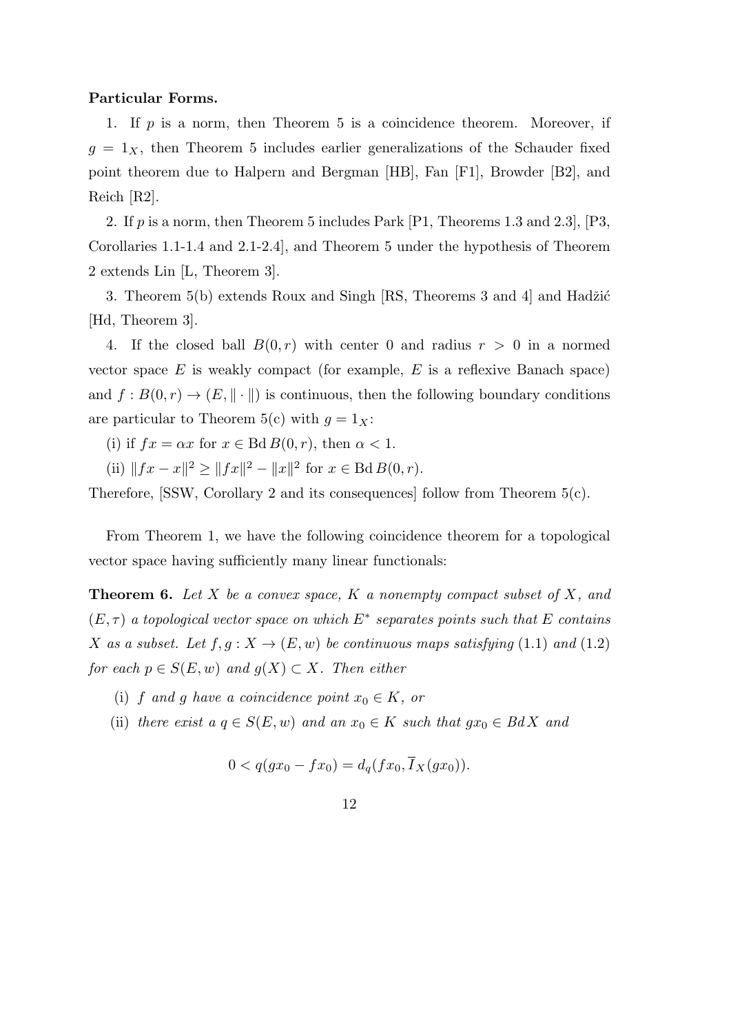**Particular Forms.**

1. If $p$ is a norm, then Theorem 5 is a coincidence theorem. Moreover, if $g = 1_X$, then Theorem 5 includes earlier generalizations of the Schauder fixed point theorem due to Halpern and Bergman [HB], Fan [F1], Browder [B2], and Reich [R2].

2. If $p$ is a norm, then Theorem 5 includes Park [P1, Theorems 1.3 and 2.3], [P3, Corollaries 1.1-1.4 and 2.1-2.4], and Theorem 5 under the hypothesis of Theorem 2 extends Lin [L, Theorem 3].

3. Theorem 5(b) extends Roux and Singh [RS, Theorems 3 and 4] and Hadžić [Hd, Theorem 3].

4. If the closed ball $B(0, r)$ with center 0 and radius $r > 0$ in a normed vector space $E$ is weakly compact (for example, $E$ is a reflexive Banach space) and $f : B(0, r) \to (E, \|\cdot\|)$ is continuous, then the following boundary conditions are particular to Theorem 5(c) with $g = 1_X$:

(i) if $fx = \alpha x$ for $x \in \operatorname{Bd} B(0, r)$, then $\alpha < 1$.

(ii) $\|fx - x\|^2 \geq \|fx\|^2 - \|x\|^2$ for $x \in \operatorname{Bd} B(0, r)$.

Therefore, [SSW, Corollary 2 and its consequences] follow from Theorem 5(c).

From Theorem 1, we have the following coincidence theorem for a topological vector space having sufficiently many linear functionals:

**Theorem 6.** *Let $X$ be a convex space, $K$ a nonempty compact subset of $X$, and $(E, \tau)$ a topological vector space on which $E^*$ separates points such that $E$ contains $X$ as a subset. Let $f, g : X \to (E, w)$ be continuous maps satisfying* (1.1) *and* (1.2) *for each $p \in S(E, w)$ and $g(X) \subset X$. Then either*

(i) *$f$ and $g$ have a coincidence point $x_0 \in K$, or*

(ii) *there exist a $q \in S(E, w)$ and an $x_0 \in K$ such that $gx_0 \in Bd\, X$ and*

$$0 < q(gx_0 - fx_0) = d_q(fx_0, \overline{I}_X(gx_0)).$$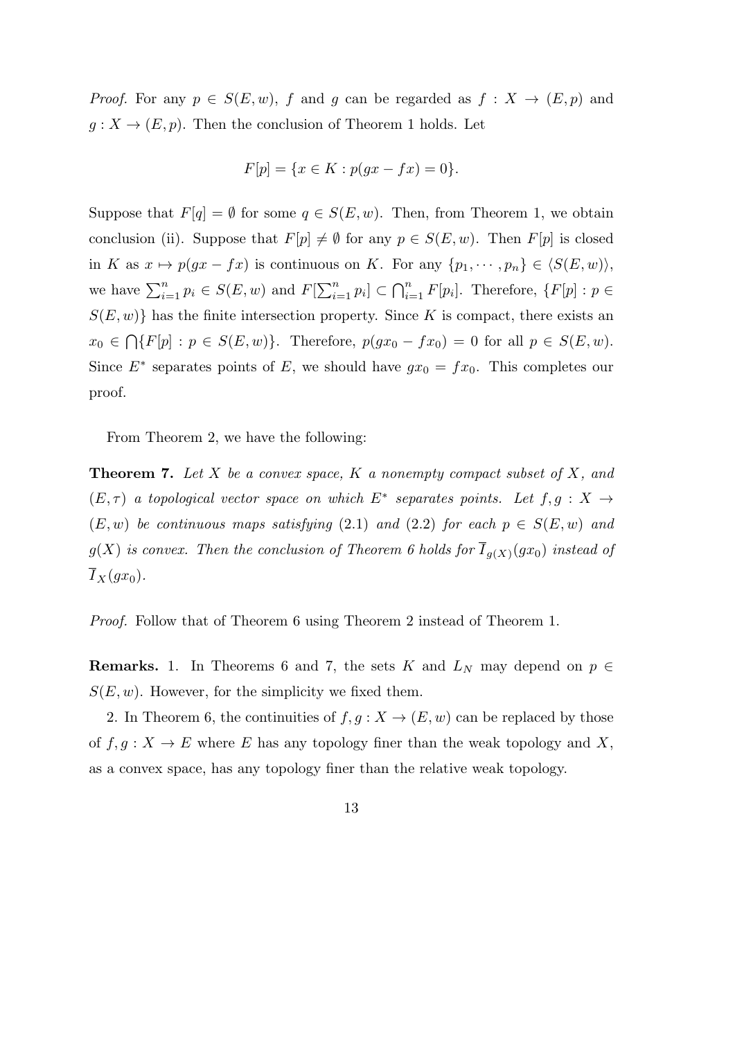*Proof.* For any $p \in S(E, w)$, $f$ and $g$ can be regarded as $f : X \to (E, p)$ and $g : X \to (E, p)$. Then the conclusion of Theorem 1 holds. Let

$$F[p] = \{x \in K : p(gx - fx) = 0\}.$$

Suppose that $F[q] = \emptyset$ for some $q \in S(E, w)$. Then, from Theorem 1, we obtain conclusion (ii). Suppose that $F[p] \neq \emptyset$ for any $p \in S(E, w)$. Then $F[p]$ is closed in $K$ as $x \mapsto p(gx - fx)$ is continuous on $K$. For any $\{p_1, \cdots, p_n\} \in \langle S(E, w) \rangle$, we have $\sum_{i=1}^{n} p_i \in S(E, w)$ and $F[\sum_{i=1}^{n} p_i] \subset \bigcap_{i=1}^{n} F[p_i]$. Therefore, $\{F[p] : p \in S(E, w)\}$ has the finite intersection property. Since $K$ is compact, there exists an $x_0 \in \bigcap\{F[p] : p \in S(E, w)\}$. Therefore, $p(gx_0 - fx_0) = 0$ for all $p \in S(E, w)$. Since $E^*$ separates points of $E$, we should have $gx_0 = fx_0$. This completes our proof.

From Theorem 2, we have the following:

**Theorem 7.** *Let $X$ be a convex space, $K$ a nonempty compact subset of $X$, and $(E, \tau)$ a topological vector space on which $E^*$ separates points. Let $f, g : X \to (E, w)$ be continuous maps satisfying (2.1) and (2.2) for each $p \in S(E, w)$ and $g(X)$ is convex. Then the conclusion of Theorem 6 holds for $\overline{I}_{g(X)}(gx_0)$ instead of $\overline{I}_X(gx_0)$.*

*Proof.* Follow that of Theorem 6 using Theorem 2 instead of Theorem 1.

**Remarks.** 1. In Theorems 6 and 7, the sets $K$ and $L_N$ may depend on $p \in S(E, w)$. However, for the simplicity we fixed them.

2. In Theorem 6, the continuities of $f, g : X \to (E, w)$ can be replaced by those of $f, g : X \to E$ where $E$ has any topology finer than the weak topology and $X$, as a convex space, has any topology finer than the relative weak topology.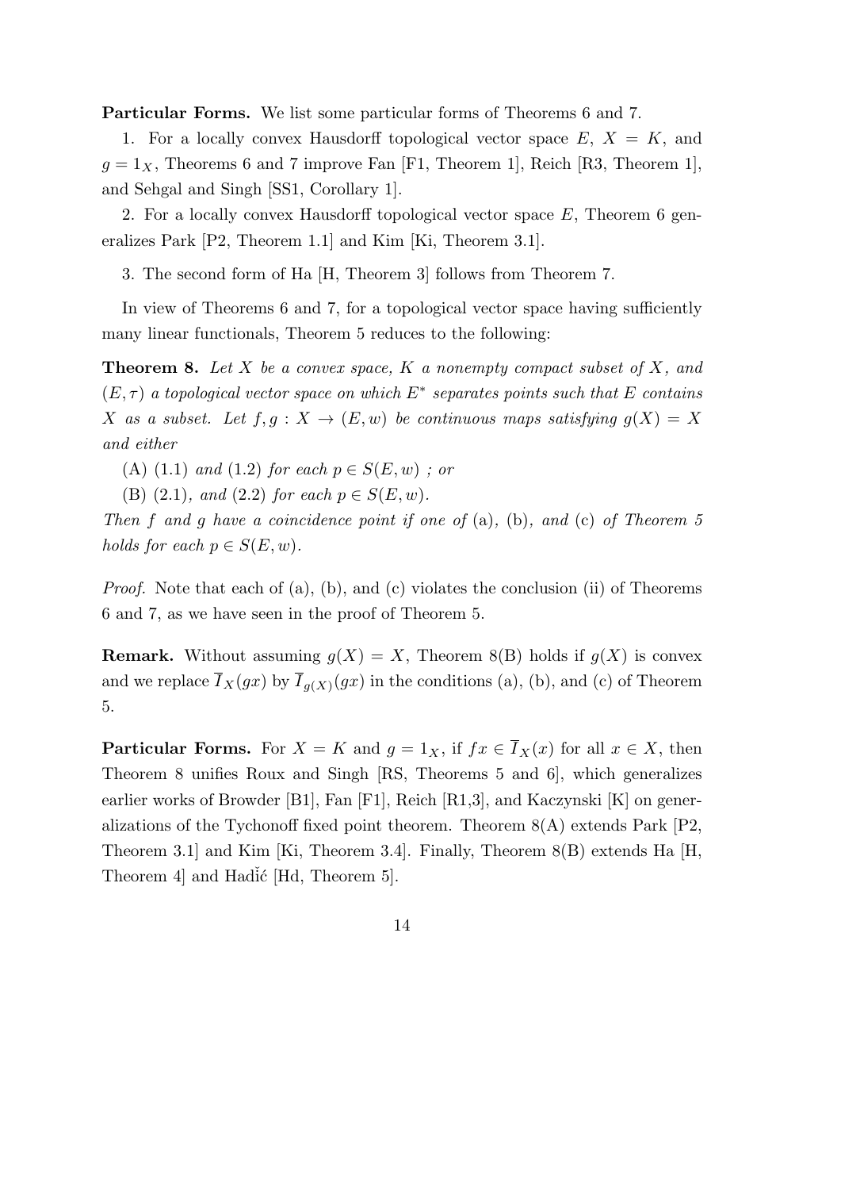**Particular Forms.** We list some particular forms of Theorems 6 and 7.

1. For a locally convex Hausdorff topological vector space $E$, $X = K$, and $g = 1_X$, Theorems 6 and 7 improve Fan [F1, Theorem 1], Reich [R3, Theorem 1], and Sehgal and Singh [SS1, Corollary 1].

2. For a locally convex Hausdorff topological vector space $E$, Theorem 6 generalizes Park [P2, Theorem 1.1] and Kim [Ki, Theorem 3.1].

3. The second form of Ha [H, Theorem 3] follows from Theorem 7.

In view of Theorems 6 and 7, for a topological vector space having sufficiently many linear functionals, Theorem 5 reduces to the following:

**Theorem 8.** *Let $X$ be a convex space, $K$ a nonempty compact subset of $X$, and $(E, \tau)$ a topological vector space on which $E^*$ separates points such that $E$ contains $X$ as a subset. Let $f, g : X \to (E, w)$ be continuous maps satisfying $g(X) = X$ and either*

(A) (1.1) *and* (1.2) *for each $p \in S(E, w)$ ; or*

(B) (2.1)*, and* (2.2) *for each $p \in S(E, w)$.*

*Then $f$ and $g$ have a coincidence point if one of* (a)*,* (b)*, and* (c) *of Theorem 5 holds for each $p \in S(E, w)$.*

*Proof.* Note that each of (a), (b), and (c) violates the conclusion (ii) of Theorems 6 and 7, as we have seen in the proof of Theorem 5.

**Remark.** Without assuming $g(X) = X$, Theorem 8(B) holds if $g(X)$ is convex and we replace $\overline{I}_X(gx)$ by $\overline{I}_{g(X)}(gx)$ in the conditions (a), (b), and (c) of Theorem 5.

**Particular Forms.** For $X = K$ and $g = 1_X$, if $fx \in \overline{I}_X(x)$ for all $x \in X$, then Theorem 8 unifies Roux and Singh [RS, Theorems 5 and 6], which generalizes earlier works of Browder [B1], Fan [F1], Reich [R1,3], and Kaczynski [K] on generalizations of the Tychonoff fixed point theorem. Theorem 8(A) extends Park [P2, Theorem 3.1] and Kim [Ki, Theorem 3.4]. Finally, Theorem 8(B) extends Ha [H, Theorem 4] and Hadžić [Hd, Theorem 5].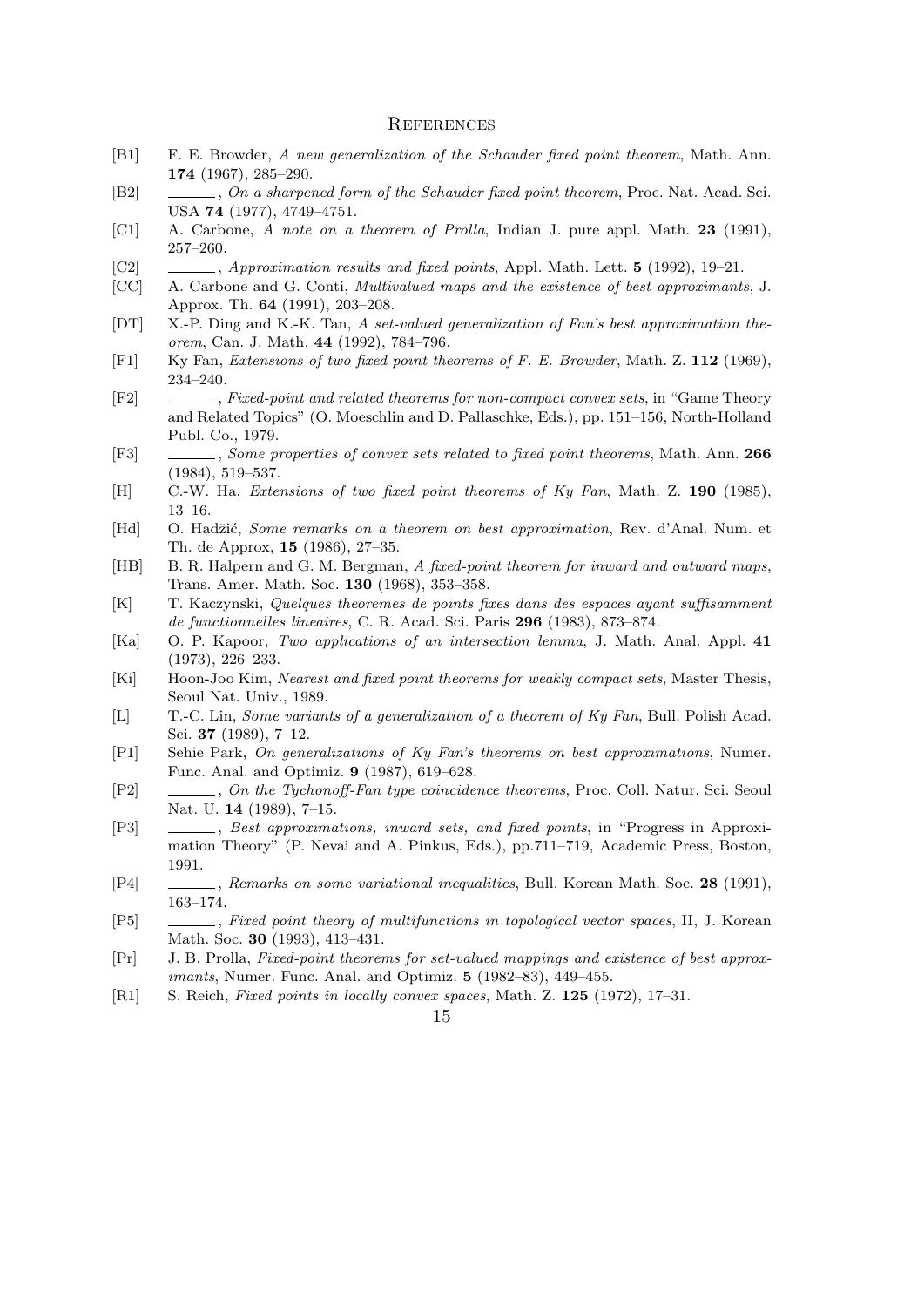## References

[B1] F. E. Browder, *A new generalization of the Schauder fixed point theorem*, Math. Ann. **174** (1967), 285–290.

[B2] ______, *On a sharpened form of the Schauder fixed point theorem*, Proc. Nat. Acad. Sci. USA **74** (1977), 4749–4751.

[C1] A. Carbone, *A note on a theorem of Prolla*, Indian J. pure appl. Math. **23** (1991), 257–260.

[C2] ______, *Approximation results and fixed points*, Appl. Math. Lett. **5** (1992), 19–21.

[CC] A. Carbone and G. Conti, *Multivalued maps and the existence of best approximants*, J. Approx. Th. **64** (1991), 203–208.

[DT] X.-P. Ding and K.-K. Tan, *A set-valued generalization of Fan's best approximation theorem*, Can. J. Math. **44** (1992), 784–796.

[F1] Ky Fan, *Extensions of two fixed point theorems of F. E. Browder*, Math. Z. **112** (1969), 234–240.

[F2] ______, *Fixed-point and related theorems for non-compact convex sets*, in "Game Theory and Related Topics" (O. Moeschlin and D. Pallaschke, Eds.), pp. 151–156, North-Holland Publ. Co., 1979.

[F3] ______, *Some properties of convex sets related to fixed point theorems*, Math. Ann. **266** (1984), 519–537.

[H] C.-W. Ha, *Extensions of two fixed point theorems of Ky Fan*, Math. Z. **190** (1985), 13–16.

[Hd] O. Hadžić, *Some remarks on a theorem on best approximation*, Rev. d'Anal. Num. et Th. de Approx, **15** (1986), 27–35.

[HB] B. R. Halpern and G. M. Bergman, *A fixed-point theorem for inward and outward maps*, Trans. Amer. Math. Soc. **130** (1968), 353–358.

[K] T. Kaczynski, *Quelques theoremes de points fixes dans des espaces ayant suffisamment de functionnelles lineaires*, C. R. Acad. Sci. Paris **296** (1983), 873–874.

[Ka] O. P. Kapoor, *Two applications of an intersection lemma*, J. Math. Anal. Appl. **41** (1973), 226–233.

[Ki] Hoon-Joo Kim, *Nearest and fixed point theorems for weakly compact sets*, Master Thesis, Seoul Nat. Univ., 1989.

[L] T.-C. Lin, *Some variants of a generalization of a theorem of Ky Fan*, Bull. Polish Acad. Sci. **37** (1989), 7–12.

[P1] Sehie Park, *On generalizations of Ky Fan's theorems on best approximations*, Numer. Func. Anal. and Optimiz. **9** (1987), 619–628.

[P2] ______, *On the Tychonoff-Fan type coincidence theorems*, Proc. Coll. Natur. Sci. Seoul Nat. U. **14** (1989), 7–15.

[P3] ______, *Best approximations, inward sets, and fixed points*, in "Progress in Approximation Theory" (P. Nevai and A. Pinkus, Eds.), pp.711–719, Academic Press, Boston, 1991.

[P4] ______, *Remarks on some variational inequalities*, Bull. Korean Math. Soc. **28** (1991), 163–174.

[P5] ______, *Fixed point theory of multifunctions in topological vector spaces*, II, J. Korean Math. Soc. **30** (1993), 413–431.

[Pr] J. B. Prolla, *Fixed-point theorems for set-valued mappings and existence of best approximants*, Numer. Func. Anal. and Optimiz. **5** (1982–83), 449–455.

[R1] S. Reich, *Fixed points in locally convex spaces*, Math. Z. **125** (1972), 17–31.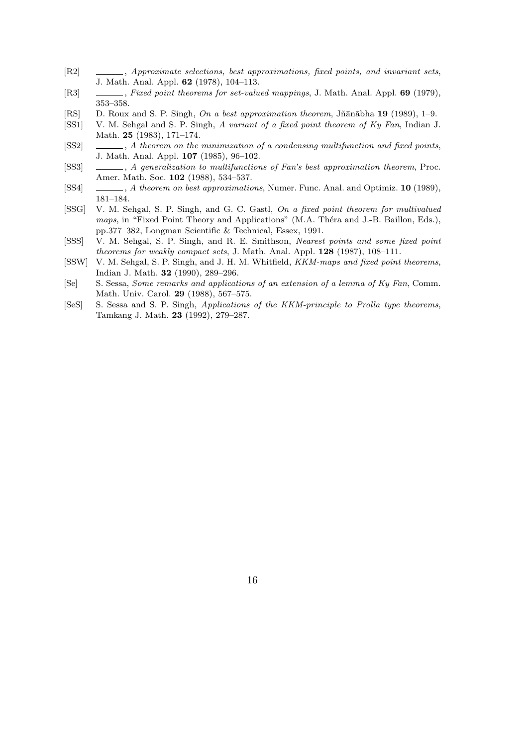[R2] ______, *Approximate selections, best approximations, fixed points, and invariant sets*, J. Math. Anal. Appl. **62** (1978), 104–113.

[R3] ______, *Fixed point theorems for set-valued mappings*, J. Math. Anal. Appl. **69** (1979), 353–358.

[RS] D. Roux and S. P. Singh, *On a best approximation theorem*, Jñānābha **19** (1989), 1–9.

[SS1] V. M. Sehgal and S. P. Singh, *A variant of a fixed point theorem of Ky Fan*, Indian J. Math. **25** (1983), 171–174.

[SS2] ______, *A theorem on the minimization of a condensing multifunction and fixed points*, J. Math. Anal. Appl. **107** (1985), 96–102.

[SS3] ______, *A generalization to multifunctions of Fan's best approximation theorem*, Proc. Amer. Math. Soc. **102** (1988), 534–537.

[SS4] ______, *A theorem on best approximations*, Numer. Func. Anal. and Optimiz. **10** (1989), 181–184.

[SSG] V. M. Sehgal, S. P. Singh, and G. C. Gastl, *On a fixed point theorem for multivalued maps*, in "Fixed Point Theory and Applications" (M.A. Théra and J.-B. Baillon, Eds.), pp.377–382, Longman Scientific & Technical, Essex, 1991.

[SSS] V. M. Sehgal, S. P. Singh, and R. E. Smithson, *Nearest points and some fixed point theorems for weakly compact sets*, J. Math. Anal. Appl. **128** (1987), 108–111.

[SSW] V. M. Sehgal, S. P. Singh, and J. H. M. Whitfield, *KKM-maps and fixed point theorems*, Indian J. Math. **32** (1990), 289–296.

[Se] S. Sessa, *Some remarks and applications of an extension of a lemma of Ky Fan*, Comm. Math. Univ. Carol. **29** (1988), 567–575.

[SeS] S. Sessa and S. P. Singh, *Applications of the KKM-principle to Prolla type theorems*, Tamkang J. Math. **23** (1992), 279–287.